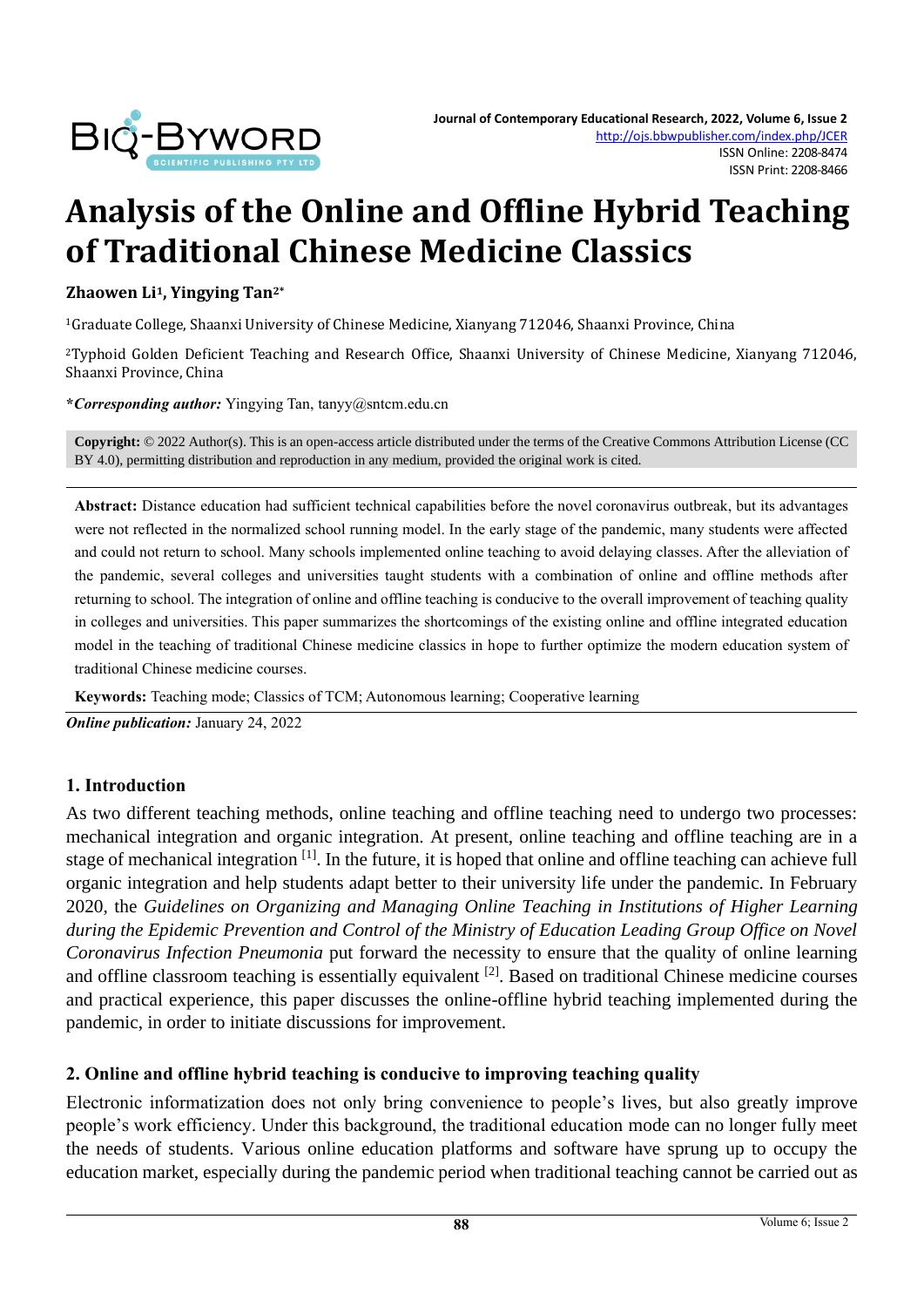# Analysis of the Online and Offline Hybrid Teaching of Traditional Chinese Medicine Classics

**Zhaowen Li[1], Yingying Tan[2*]**

[1]Graduate College, Shaanxi University of Chinese Medicine, Xianyang 712046, Shaanxi Province, China

[2]Typhoid Golden Deficient Teaching and Research Office, Shaanxi University of Chinese Medicine, Xianyang 712046, Shaanxi Province, China

***Corresponding author:*** Yingying Tan, tanyy@sntcm.edu.cn

**Copyright:** © 2022 Author(s). This is an open-access article distributed under the terms of the Creative Commons Attribution License (CC BY 4.0), permitting distribution and reproduction in any medium, provided the original work is cited.

**Abstract:** Distance education had sufficient technical capabilities before the novel coronavirus outbreak, but its advantages were not reflected in the normalized school running model. In the early stage of the pandemic, many students were affected and could not return to school. Many schools implemented online teaching to avoid delaying classes. After the alleviation of the pandemic, several colleges and universities taught students with a combination of online and offline methods after returning to school. The integration of online and offline teaching is conducive to the overall improvement of teaching quality in colleges and universities. This paper summarizes the shortcomings of the existing online and offline integrated education model in the teaching of traditional Chinese medicine classics in hope to further optimize the modern education system of traditional Chinese medicine courses.

**Keywords:** Teaching mode; Classics of TCM; Autonomous learning; Cooperative learning

***Online publication:*** January 24, 2022

## 1. Introduction

As two different teaching methods, online teaching and offline teaching need to undergo two processes: mechanical integration and organic integration. At present, online teaching and offline teaching are in a stage of mechanical integration [1]. In the future, it is hoped that online and offline teaching can achieve full organic integration and help students adapt better to their university life under the pandemic. In February 2020, the *Guidelines on Organizing and Managing Online Teaching in Institutions of Higher Learning during the Epidemic Prevention and Control of the Ministry of Education Leading Group Office on Novel Coronavirus Infection Pneumonia* put forward the necessity to ensure that the quality of online learning and offline classroom teaching is essentially equivalent [2]. Based on traditional Chinese medicine courses and practical experience, this paper discusses the online-offline hybrid teaching implemented during the pandemic, in order to initiate discussions for improvement.

## 2. Online and offline hybrid teaching is conducive to improving teaching quality

Electronic informatization does not only bring convenience to people's lives, but also greatly improve people's work efficiency. Under this background, the traditional education mode can no longer fully meet the needs of students. Various online education platforms and software have sprung up to occupy the education market, especially during the pandemic period when traditional teaching cannot be carried out as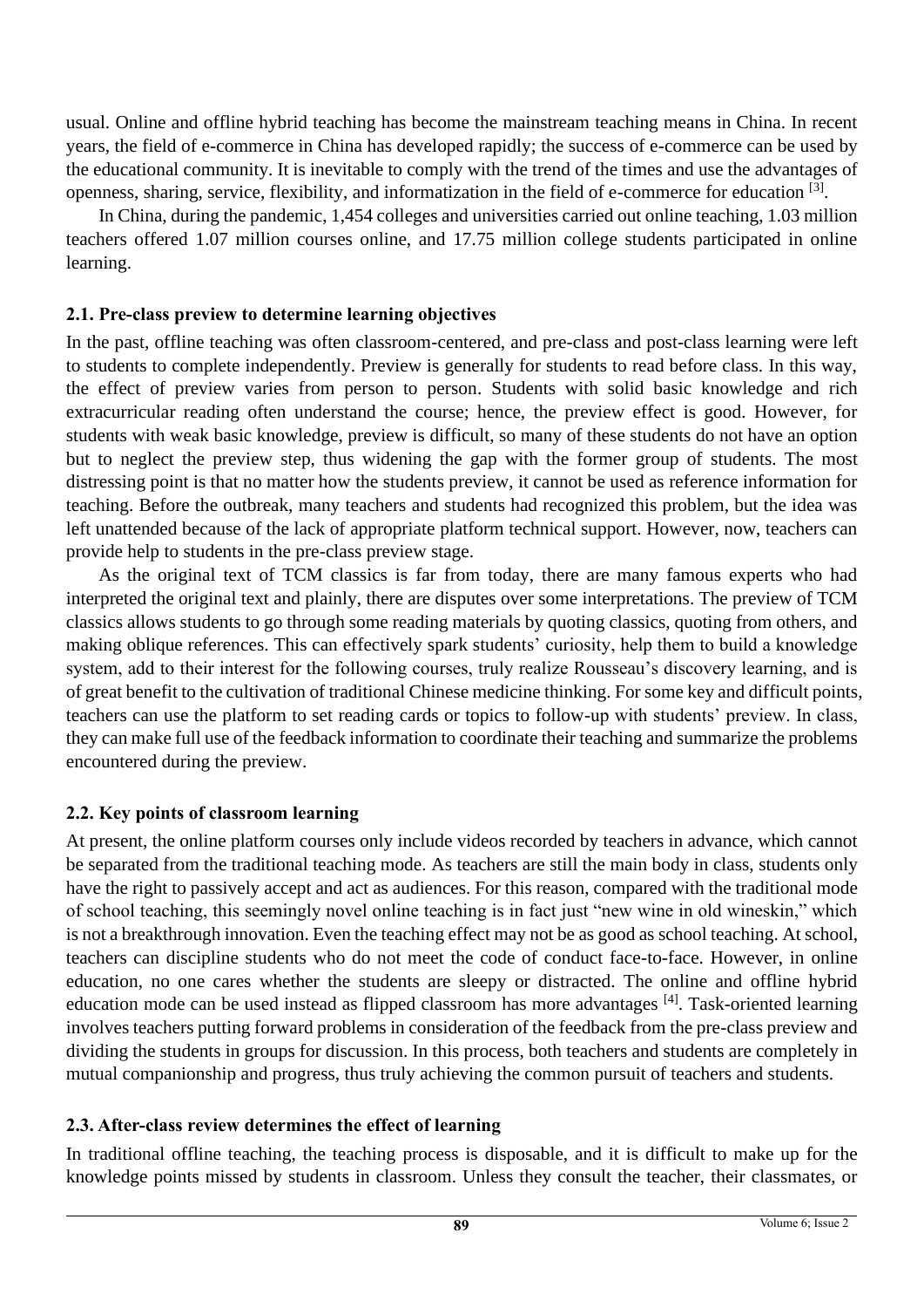usual. Online and offline hybrid teaching has become the mainstream teaching means in China. In recent years, the field of e-commerce in China has developed rapidly; the success of e-commerce can be used by the educational community. It is inevitable to comply with the trend of the times and use the advantages of openness, sharing, service, flexibility, and informatization in the field of e-commerce for education [3].

In China, during the pandemic, 1,454 colleges and universities carried out online teaching, 1.03 million teachers offered 1.07 million courses online, and 17.75 million college students participated in online learning.

### 2.1. Pre-class preview to determine learning objectives

In the past, offline teaching was often classroom-centered, and pre-class and post-class learning were left to students to complete independently. Preview is generally for students to read before class. In this way, the effect of preview varies from person to person. Students with solid basic knowledge and rich extracurricular reading often understand the course; hence, the preview effect is good. However, for students with weak basic knowledge, preview is difficult, so many of these students do not have an option but to neglect the preview step, thus widening the gap with the former group of students. The most distressing point is that no matter how the students preview, it cannot be used as reference information for teaching. Before the outbreak, many teachers and students had recognized this problem, but the idea was left unattended because of the lack of appropriate platform technical support. However, now, teachers can provide help to students in the pre-class preview stage.

As the original text of TCM classics is far from today, there are many famous experts who had interpreted the original text and plainly, there are disputes over some interpretations. The preview of TCM classics allows students to go through some reading materials by quoting classics, quoting from others, and making oblique references. This can effectively spark students' curiosity, help them to build a knowledge system, add to their interest for the following courses, truly realize Rousseau's discovery learning, and is of great benefit to the cultivation of traditional Chinese medicine thinking. For some key and difficult points, teachers can use the platform to set reading cards or topics to follow-up with students' preview. In class, they can make full use of the feedback information to coordinate their teaching and summarize the problems encountered during the preview.

### 2.2. Key points of classroom learning

At present, the online platform courses only include videos recorded by teachers in advance, which cannot be separated from the traditional teaching mode. As teachers are still the main body in class, students only have the right to passively accept and act as audiences. For this reason, compared with the traditional mode of school teaching, this seemingly novel online teaching is in fact just "new wine in old wineskin," which is not a breakthrough innovation. Even the teaching effect may not be as good as school teaching. At school, teachers can discipline students who do not meet the code of conduct face-to-face. However, in online education, no one cares whether the students are sleepy or distracted. The online and offline hybrid education mode can be used instead as flipped classroom has more advantages [4]. Task-oriented learning involves teachers putting forward problems in consideration of the feedback from the pre-class preview and dividing the students in groups for discussion. In this process, both teachers and students are completely in mutual companionship and progress, thus truly achieving the common pursuit of teachers and students.

### 2.3. After-class review determines the effect of learning

In traditional offline teaching, the teaching process is disposable, and it is difficult to make up for the knowledge points missed by students in classroom. Unless they consult the teacher, their classmates, or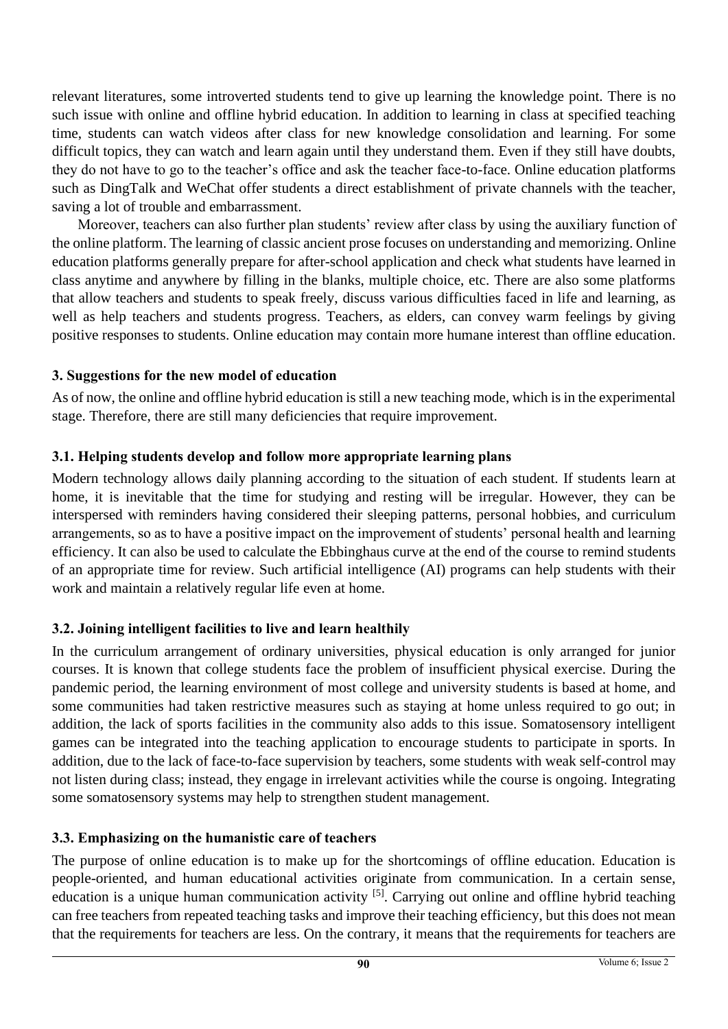relevant literatures, some introverted students tend to give up learning the knowledge point. There is no such issue with online and offline hybrid education. In addition to learning in class at specified teaching time, students can watch videos after class for new knowledge consolidation and learning. For some difficult topics, they can watch and learn again until they understand them. Even if they still have doubts, they do not have to go to the teacher's office and ask the teacher face-to-face. Online education platforms such as DingTalk and WeChat offer students a direct establishment of private channels with the teacher, saving a lot of trouble and embarrassment.

Moreover, teachers can also further plan students' review after class by using the auxiliary function of the online platform. The learning of classic ancient prose focuses on understanding and memorizing. Online education platforms generally prepare for after-school application and check what students have learned in class anytime and anywhere by filling in the blanks, multiple choice, etc. There are also some platforms that allow teachers and students to speak freely, discuss various difficulties faced in life and learning, as well as help teachers and students progress. Teachers, as elders, can convey warm feelings by giving positive responses to students. Online education may contain more humane interest than offline education.

## 3. Suggestions for the new model of education

As of now, the online and offline hybrid education is still a new teaching mode, which is in the experimental stage. Therefore, there are still many deficiencies that require improvement.

### 3.1. Helping students develop and follow more appropriate learning plans

Modern technology allows daily planning according to the situation of each student. If students learn at home, it is inevitable that the time for studying and resting will be irregular. However, they can be interspersed with reminders having considered their sleeping patterns, personal hobbies, and curriculum arrangements, so as to have a positive impact on the improvement of students' personal health and learning efficiency. It can also be used to calculate the Ebbinghaus curve at the end of the course to remind students of an appropriate time for review. Such artificial intelligence (AI) programs can help students with their work and maintain a relatively regular life even at home.

### 3.2. Joining intelligent facilities to live and learn healthily

In the curriculum arrangement of ordinary universities, physical education is only arranged for junior courses. It is known that college students face the problem of insufficient physical exercise. During the pandemic period, the learning environment of most college and university students is based at home, and some communities had taken restrictive measures such as staying at home unless required to go out; in addition, the lack of sports facilities in the community also adds to this issue. Somatosensory intelligent games can be integrated into the teaching application to encourage students to participate in sports. In addition, due to the lack of face-to-face supervision by teachers, some students with weak self-control may not listen during class; instead, they engage in irrelevant activities while the course is ongoing. Integrating some somatosensory systems may help to strengthen student management.

### 3.3. Emphasizing on the humanistic care of teachers

The purpose of online education is to make up for the shortcomings of offline education. Education is people-oriented, and human educational activities originate from communication. In a certain sense, education is a unique human communication activity [5]. Carrying out online and offline hybrid teaching can free teachers from repeated teaching tasks and improve their teaching efficiency, but this does not mean that the requirements for teachers are less. On the contrary, it means that the requirements for teachers are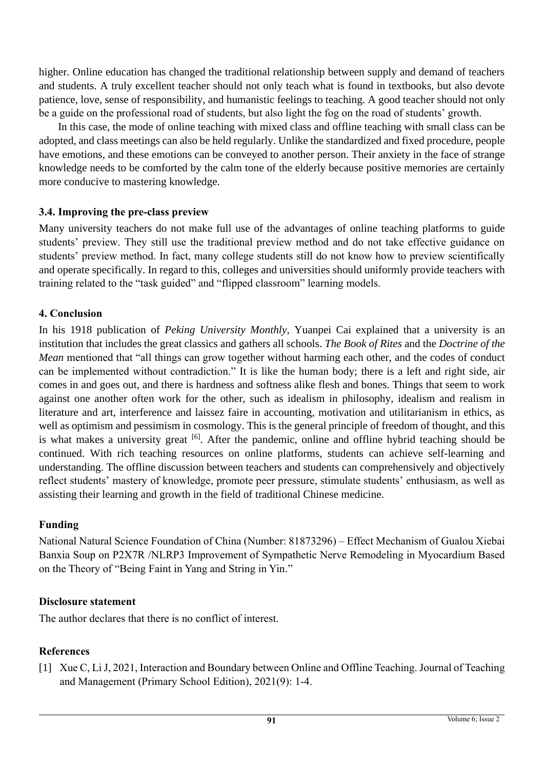higher. Online education has changed the traditional relationship between supply and demand of teachers and students. A truly excellent teacher should not only teach what is found in textbooks, but also devote patience, love, sense of responsibility, and humanistic feelings to teaching. A good teacher should not only be a guide on the professional road of students, but also light the fog on the road of students' growth.

In this case, the mode of online teaching with mixed class and offline teaching with small class can be adopted, and class meetings can also be held regularly. Unlike the standardized and fixed procedure, people have emotions, and these emotions can be conveyed to another person. Their anxiety in the face of strange knowledge needs to be comforted by the calm tone of the elderly because positive memories are certainly more conducive to mastering knowledge.

### 3.4. Improving the pre-class preview

Many university teachers do not make full use of the advantages of online teaching platforms to guide students' preview. They still use the traditional preview method and do not take effective guidance on students' preview method. In fact, many college students still do not know how to preview scientifically and operate specifically. In regard to this, colleges and universities should uniformly provide teachers with training related to the "task guided" and "flipped classroom" learning models.

## 4. Conclusion

In his 1918 publication of *Peking University Monthly*, Yuanpei Cai explained that a university is an institution that includes the great classics and gathers all schools. *The Book of Rites* and the *Doctrine of the Mean* mentioned that "all things can grow together without harming each other, and the codes of conduct can be implemented without contradiction." It is like the human body; there is a left and right side, air comes in and goes out, and there is hardness and softness alike flesh and bones. Things that seem to work against one another often work for the other, such as idealism in philosophy, idealism and realism in literature and art, interference and laissez faire in accounting, motivation and utilitarianism in ethics, as well as optimism and pessimism in cosmology. This is the general principle of freedom of thought, and this is what makes a university great [6]. After the pandemic, online and offline hybrid teaching should be continued. With rich teaching resources on online platforms, students can achieve self-learning and understanding. The offline discussion between teachers and students can comprehensively and objectively reflect students' mastery of knowledge, promote peer pressure, stimulate students' enthusiasm, as well as assisting their learning and growth in the field of traditional Chinese medicine.

## Funding

National Natural Science Foundation of China (Number: 81873296) – Effect Mechanism of Gualou Xiebai Banxia Soup on P2X7R /NLRP3 Improvement of Sympathetic Nerve Remodeling in Myocardium Based on the Theory of "Being Faint in Yang and String in Yin."

## Disclosure statement

The author declares that there is no conflict of interest.

## References

[1] Xue C, Li J, 2021, Interaction and Boundary between Online and Offline Teaching. Journal of Teaching and Management (Primary School Edition), 2021(9): 1-4.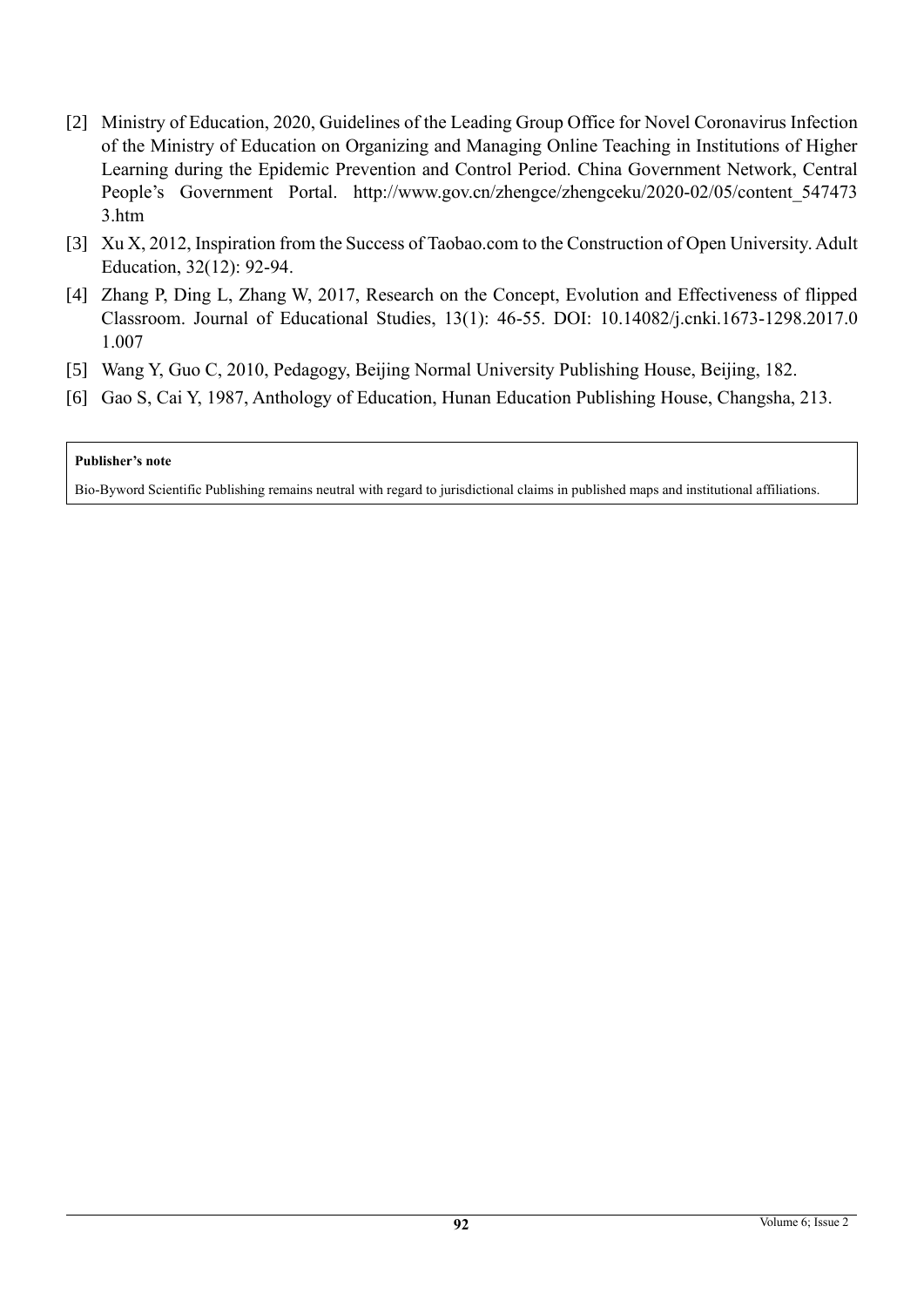[2] Ministry of Education, 2020, Guidelines of the Leading Group Office for Novel Coronavirus Infection of the Ministry of Education on Organizing and Managing Online Teaching in Institutions of Higher Learning during the Epidemic Prevention and Control Period. China Government Network, Central People's Government Portal. http://www.gov.cn/zhengce/zhengceku/2020-02/05/content_5474733.htm

[3] Xu X, 2012, Inspiration from the Success of Taobao.com to the Construction of Open University. Adult Education, 32(12): 92-94.

[4] Zhang P, Ding L, Zhang W, 2017, Research on the Concept, Evolution and Effectiveness of flipped Classroom. Journal of Educational Studies, 13(1): 46-55. DOI: 10.14082/j.cnki.1673-1298.2017.01.007

[5] Wang Y, Guo C, 2010, Pedagogy, Beijing Normal University Publishing House, Beijing, 182.

[6] Gao S, Cai Y, 1987, Anthology of Education, Hunan Education Publishing House, Changsha, 213.

**Publisher's note**

Bio-Byword Scientific Publishing remains neutral with regard to jurisdictional claims in published maps and institutional affiliations.